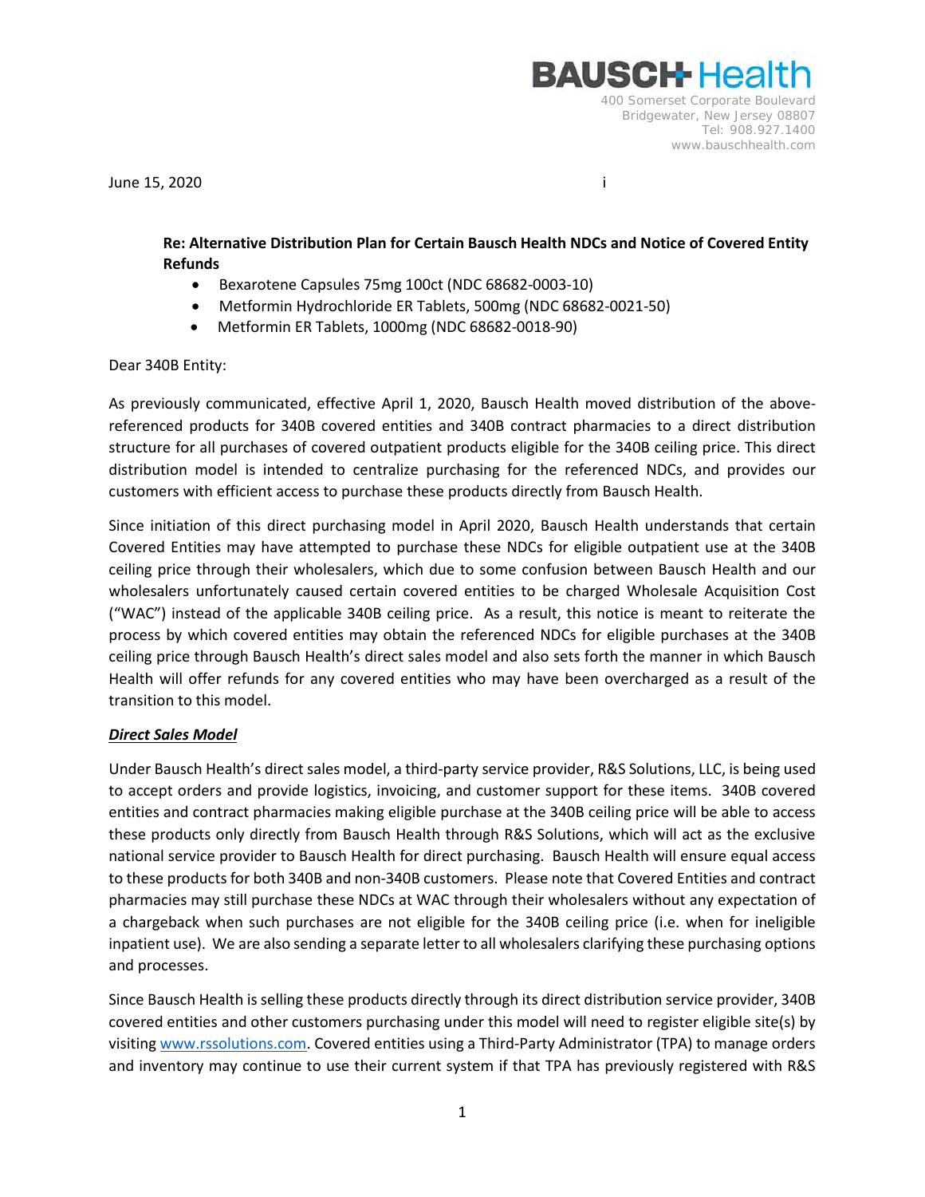BAUSCH Health

400 Somerset Corporate Boulevard
Bridgewater, New Jersey 08807
Tel: 908.927.1400
www.bauschhealth.com

June 15, 2020

**Re: Alternative Distribution Plan for Certain Bausch Health NDCs and Notice of Covered Entity Refunds**

- Bexarotene Capsules 75mg 100ct (NDC 68682-0003-10)
- Metformin Hydrochloride ER Tablets, 500mg (NDC 68682-0021-50)
- Metformin ER Tablets, 1000mg (NDC 68682-0018-90)

Dear 340B Entity:

As previously communicated, effective April 1, 2020, Bausch Health moved distribution of the above-referenced products for 340B covered entities and 340B contract pharmacies to a direct distribution structure for all purchases of covered outpatient products eligible for the 340B ceiling price. This direct distribution model is intended to centralize purchasing for the referenced NDCs, and provides our customers with efficient access to purchase these products directly from Bausch Health.

Since initiation of this direct purchasing model in April 2020, Bausch Health understands that certain Covered Entities may have attempted to purchase these NDCs for eligible outpatient use at the 340B ceiling price through their wholesalers, which due to some confusion between Bausch Health and our wholesalers unfortunately caused certain covered entities to be charged Wholesale Acquisition Cost ("WAC") instead of the applicable 340B ceiling price. As a result, this notice is meant to reiterate the process by which covered entities may obtain the referenced NDCs for eligible purchases at the 340B ceiling price through Bausch Health's direct sales model and also sets forth the manner in which Bausch Health will offer refunds for any covered entities who may have been overcharged as a result of the transition to this model.

***Direct Sales Model***

Under Bausch Health's direct sales model, a third-party service provider, R&S Solutions, LLC, is being used to accept orders and provide logistics, invoicing, and customer support for these items. 340B covered entities and contract pharmacies making eligible purchase at the 340B ceiling price will be able to access these products only directly from Bausch Health through R&S Solutions, which will act as the exclusive national service provider to Bausch Health for direct purchasing. Bausch Health will ensure equal access to these products for both 340B and non-340B customers. Please note that Covered Entities and contract pharmacies may still purchase these NDCs at WAC through their wholesalers without any expectation of a chargeback when such purchases are not eligible for the 340B ceiling price (i.e. when for ineligible inpatient use). We are also sending a separate letter to all wholesalers clarifying these purchasing options and processes.

Since Bausch Health is selling these products directly through its direct distribution service provider, 340B covered entities and other customers purchasing under this model will need to register eligible site(s) by visiting www.rssolutions.com. Covered entities using a Third-Party Administrator (TPA) to manage orders and inventory may continue to use their current system if that TPA has previously registered with R&S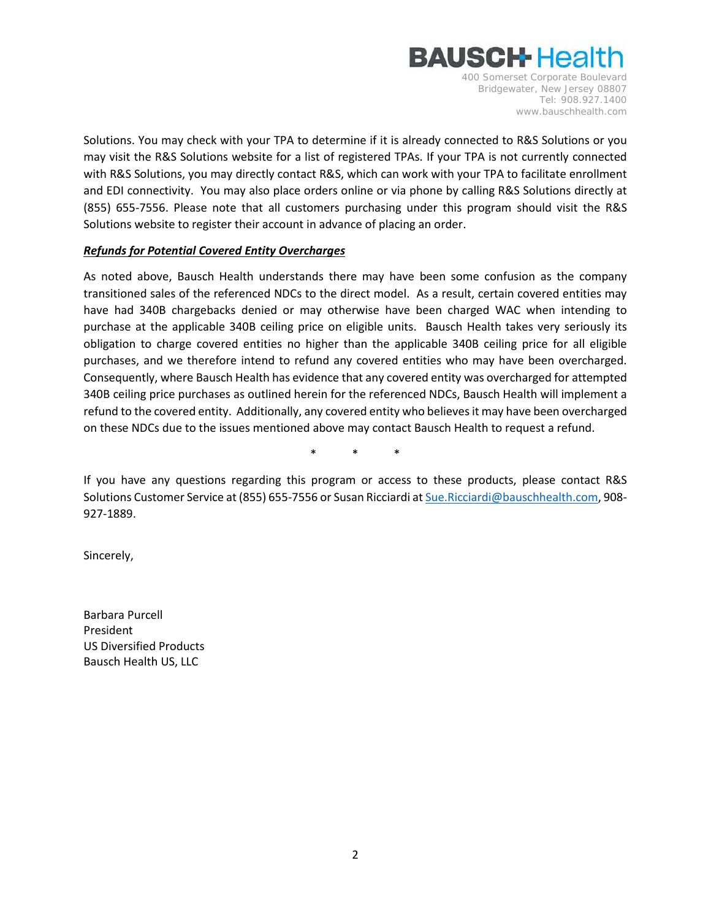Solutions. You may check with your TPA to determine if it is already connected to R&S Solutions or you may visit the R&S Solutions website for a list of registered TPAs. If your TPA is not currently connected with R&S Solutions, you may directly contact R&S, which can work with your TPA to facilitate enrollment and EDI connectivity. You may also place orders online or via phone by calling R&S Solutions directly at (855) 655-7556. Please note that all customers purchasing under this program should visit the R&S Solutions website to register their account in advance of placing an order.

***Refunds for Potential Covered Entity Overcharges***

As noted above, Bausch Health understands there may have been some confusion as the company transitioned sales of the referenced NDCs to the direct model. As a result, certain covered entities may have had 340B chargebacks denied or may otherwise have been charged WAC when intending to purchase at the applicable 340B ceiling price on eligible units. Bausch Health takes very seriously its obligation to charge covered entities no higher than the applicable 340B ceiling price for all eligible purchases, and we therefore intend to refund any covered entities who may have been overcharged. Consequently, where Bausch Health has evidence that any covered entity was overcharged for attempted 340B ceiling price purchases as outlined herein for the referenced NDCs, Bausch Health will implement a refund to the covered entity. Additionally, any covered entity who believes it may have been overcharged on these NDCs due to the issues mentioned above may contact Bausch Health to request a refund.

\* \* \*

If you have any questions regarding this program or access to these products, please contact R&S Solutions Customer Service at (855) 655-7556 or Susan Ricciardi at Sue.Ricciardi@bauschhealth.com, 908-927-1889.

Sincerely,

Barbara Purcell
President
US Diversified Products
Bausch Health US, LLC